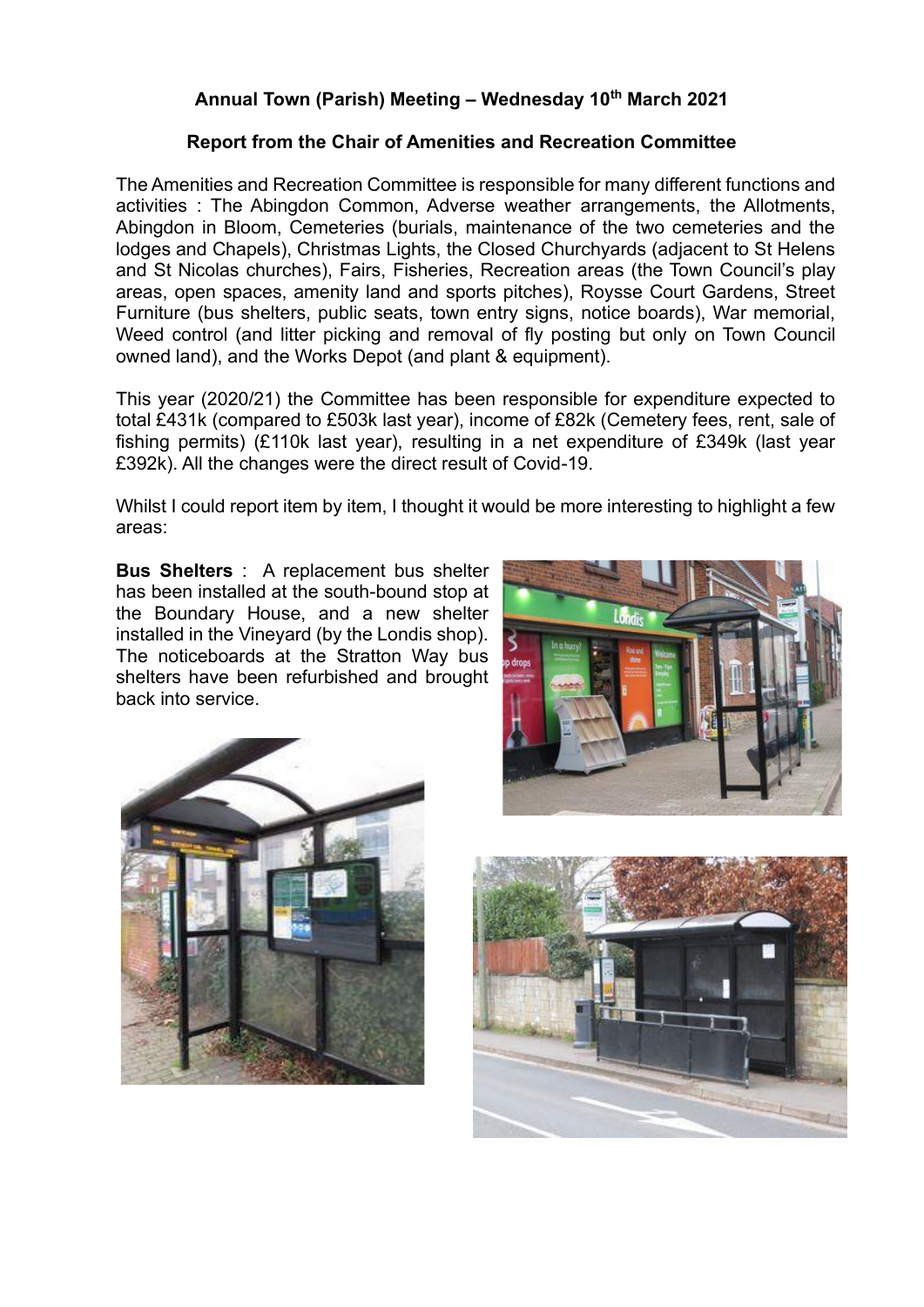**Annual Town (Parish) Meeting – Wednesday 10th March 2021**

**Report from the Chair of Amenities and Recreation Committee**

The Amenities and Recreation Committee is responsible for many different functions and activities : The Abingdon Common, Adverse weather arrangements, the Allotments, Abingdon in Bloom, Cemeteries (burials, maintenance of the two cemeteries and the lodges and Chapels), Christmas Lights, the Closed Churchyards (adjacent to St Helens and St Nicolas churches), Fairs, Fisheries, Recreation areas (the Town Council's play areas, open spaces, amenity land and sports pitches), Roysse Court Gardens, Street Furniture (bus shelters, public seats, town entry signs, notice boards), War memorial, Weed control (and litter picking and removal of fly posting but only on Town Council owned land), and the Works Depot (and plant & equipment).

This year (2020/21) the Committee has been responsible for expenditure expected to total £431k (compared to £503k last year), income of £82k (Cemetery fees, rent, sale of fishing permits) (£110k last year), resulting in a net expenditure of £349k (last year £392k). All the changes were the direct result of Covid-19.

Whilst I could report item by item, I thought it would be more interesting to highlight a few areas:

**Bus Shelters** : A replacement bus shelter has been installed at the south-bound stop at the Boundary House, and a new shelter installed in the Vineyard (by the Londis shop). The noticeboards at the Stratton Way bus shelters have been refurbished and brought back into service.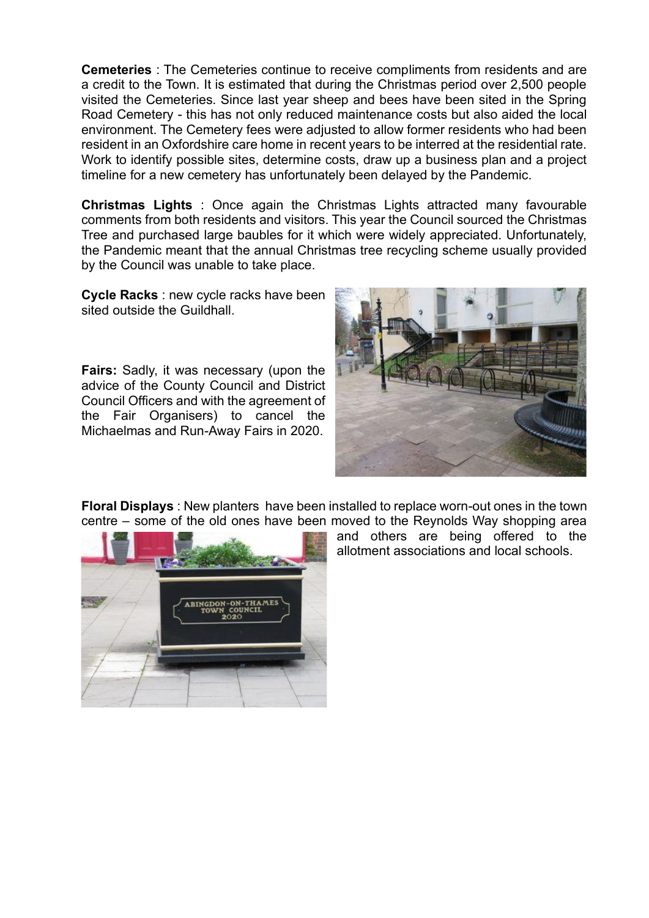**Cemeteries** : The Cemeteries continue to receive compliments from residents and are a credit to the Town. It is estimated that during the Christmas period over 2,500 people visited the Cemeteries. Since last year sheep and bees have been sited in the Spring Road Cemetery - this has not only reduced maintenance costs but also aided the local environment. The Cemetery fees were adjusted to allow former residents who had been resident in an Oxfordshire care home in recent years to be interred at the residential rate. Work to identify possible sites, determine costs, draw up a business plan and a project timeline for a new cemetery has unfortunately been delayed by the Pandemic.

**Christmas Lights** : Once again the Christmas Lights attracted many favourable comments from both residents and visitors. This year the Council sourced the Christmas Tree and purchased large baubles for it which were widely appreciated. Unfortunately, the Pandemic meant that the annual Christmas tree recycling scheme usually provided by the Council was unable to take place.

**Cycle Racks** : new cycle racks have been sited outside the Guildhall.

**Fairs:** Sadly, it was necessary (upon the advice of the County Council and District Council Officers and with the agreement of the Fair Organisers) to cancel the Michaelmas and Run-Away Fairs in 2020.

**Floral Displays** : New planters have been installed to replace worn-out ones in the town centre – some of the old ones have been moved to the Reynolds Way shopping area and others are being offered to the allotment associations and local schools.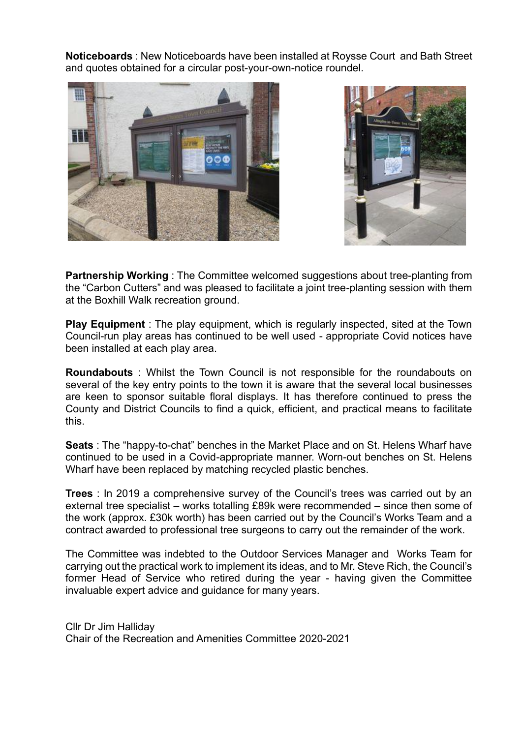**Noticeboards** : New Noticeboards have been installed at Roysse Court and Bath Street and quotes obtained for a circular post-your-own-notice roundel.

**Partnership Working** : The Committee welcomed suggestions about tree-planting from the "Carbon Cutters" and was pleased to facilitate a joint tree-planting session with them at the Boxhill Walk recreation ground.

**Play Equipment** : The play equipment, which is regularly inspected, sited at the Town Council-run play areas has continued to be well used - appropriate Covid notices have been installed at each play area.

**Roundabouts** : Whilst the Town Council is not responsible for the roundabouts on several of the key entry points to the town it is aware that the several local businesses are keen to sponsor suitable floral displays. It has therefore continued to press the County and District Councils to find a quick, efficient, and practical means to facilitate this.

**Seats** : The "happy-to-chat" benches in the Market Place and on St. Helens Wharf have continued to be used in a Covid-appropriate manner. Worn-out benches on St. Helens Wharf have been replaced by matching recycled plastic benches.

**Trees** : In 2019 a comprehensive survey of the Council's trees was carried out by an external tree specialist – works totalling £89k were recommended – since then some of the work (approx. £30k worth) has been carried out by the Council's Works Team and a contract awarded to professional tree surgeons to carry out the remainder of the work.

The Committee was indebted to the Outdoor Services Manager and Works Team for carrying out the practical work to implement its ideas, and to Mr. Steve Rich, the Council's former Head of Service who retired during the year - having given the Committee invaluable expert advice and guidance for many years.

Cllr Dr Jim Halliday
Chair of the Recreation and Amenities Committee 2020-2021